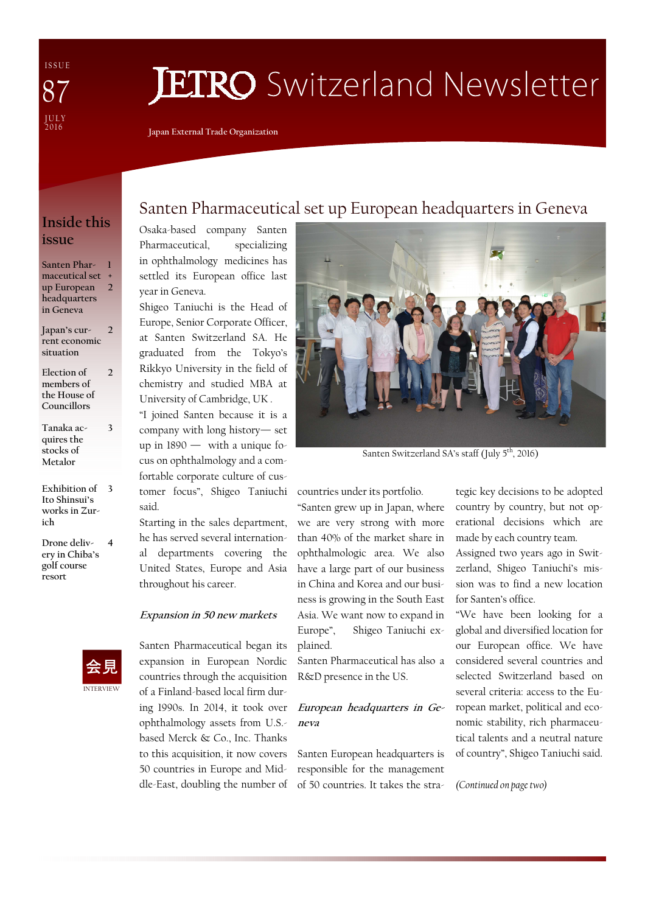ISSUE 87 JULY 2016

# JETRO Switzerland Newsletter

Japan External Trade Organization

## Inside this issue

| | |
|---|---|
| Santen Pharmaceutical set up European headquarters in Geneva | 1 + 2 |
| Japan's current economic situation | 2 |
| Election of members of the House of Councillors | 2 |
| Tanaka acquires the stocks of Metalor | 3 |
| Exhibition of Ito Shinsui's works in Zurich | 3 |
| Drone delivery in Chiba's golf course resort | 4 |

会見 INTERVIEW

## Santen Pharmaceutical set up European headquarters in Geneva

Santen Switzerland SA's staff (July 5th, 2016)

Osaka-based company Santen Pharmaceutical, specializing in ophthalmology medicines has settled its European office last year in Geneva.

Shigeo Taniuchi is the Head of Europe, Senior Corporate Officer, at Santen Switzerland SA. He graduated from the Tokyo's Rikkyo University in the field of chemistry and studied MBA at University of Cambridge, UK .

"I joined Santen because it is a company with long history— set up in 1890 — with a unique focus on ophthalmology and a comfortable corporate culture of customer focus", Shigeo Taniuchi said.

Starting in the sales department, he has served several international departments covering the United States, Europe and Asia throughout his career.

### *Expansion in 50 new markets*

Santen Pharmaceutical began its expansion in European Nordic countries through the acquisition of a Finland-based local firm during 1990s. In 2014, it took over ophthalmology assets from U.S.-based Merck & Co., Inc. Thanks to this acquisition, it now covers 50 countries in Europe and Middle-East, doubling the number of countries under its portfolio.

"Santen grew up in Japan, where we are very strong with more than 40% of the market share in the ophthalmologic area. We also have a large part of our business in China and Korea and our business is growing in the South East Asia. We want now to expand in Europe", Shigeo Taniuchi explained.

Santen Pharmaceutical has also a R&D presence in the US.

### *European headquarters in Geneva*

Santen European headquarters is responsible for the management of 50 countries. It takes the strategic key decisions to be adopted country by country, but not operational decisions which are made by each country team.

Assigned two years ago in Switzerland, Shigeo Taniuchi's mission was to find a new location for Santen's office.

"We have been looking for a global and diversified location for our European office. We have considered several countries and selected Switzerland based on several criteria: access to the European market, political and economic stability, rich pharmaceutical talents and a neutral nature of country", Shigeo Taniuchi said.

*(Continued on page two)*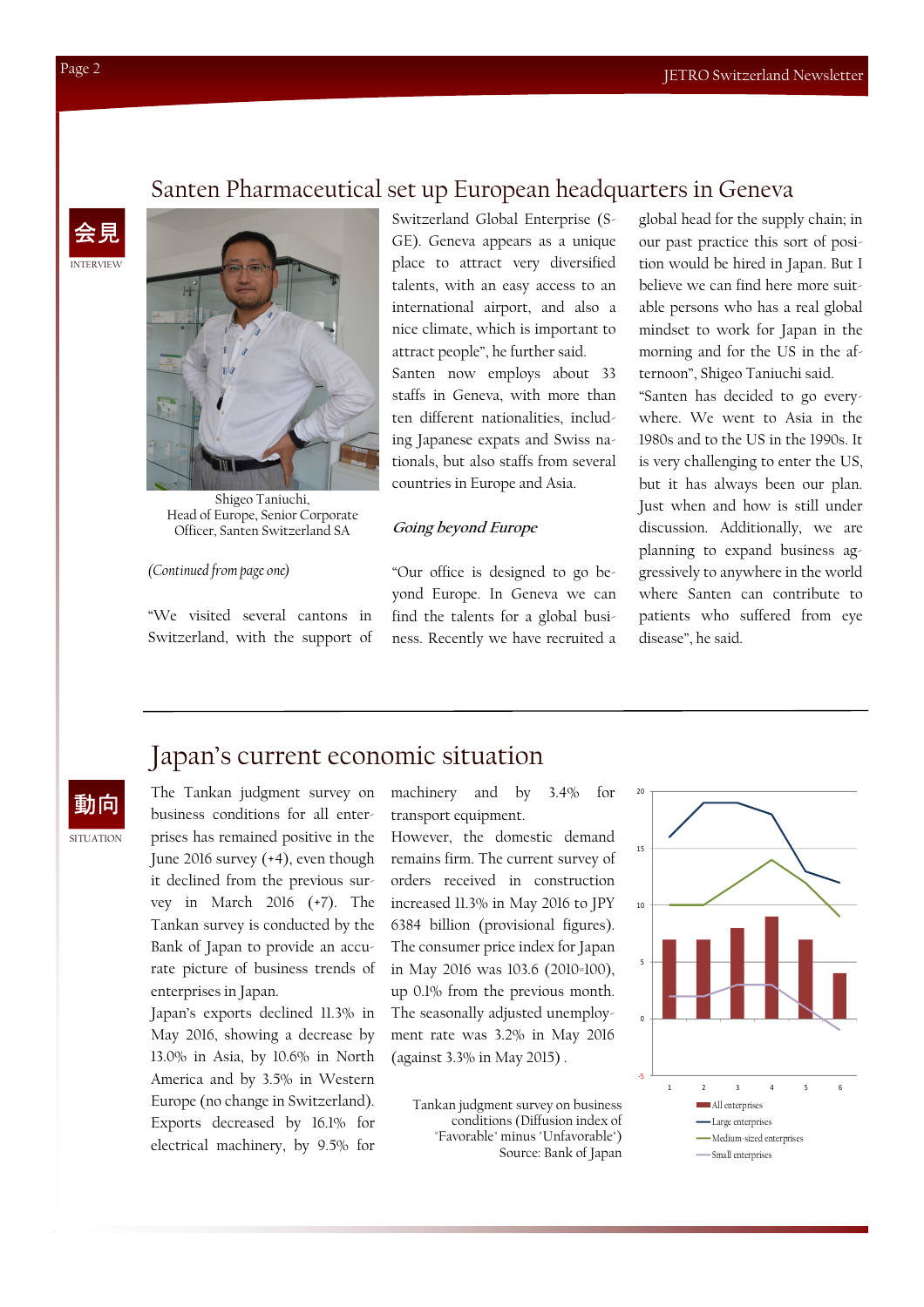## Santen Pharmaceutical set up European headquarters in Geneva

会見
INTERVIEW

Shigeo Taniuchi,
Head of Europe, Senior Corporate Officer, Santen Switzerland SA

*(Continued from page one)*

"We visited several cantons in Switzerland, with the support of Switzerland Global Enterprise (S-GE). Geneva appears as a unique place to attract very diversified talents, with an easy access to an international airport, and also a nice climate, which is important to attract people", he further said.

Santen now employs about 33 staffs in Geneva, with more than ten different nationalities, including Japanese expats and Swiss nationals, but also staffs from several countries in Europe and Asia.

***Going beyond Europe***

"Our office is designed to go beyond Europe. In Geneva we can find the talents for a global business. Recently we have recruited a global head for the supply chain; in our past practice this sort of position would be hired in Japan. But I believe we can find here more suitable persons who has a real global mindset to work for Japan in the morning and for the US in the afternoon", Shigeo Taniuchi said.

"Santen has decided to go everywhere. We went to Asia in the 1980s and to the US in the 1990s. It is very challenging to enter the US, but it has always been our plan. Just when and how is still under discussion. Additionally, we are planning to expand business aggressively to anywhere in the world where Santen can contribute to patients who suffered from eye disease", he said.

## Japan's current economic situation

動向
SITUATION

The Tankan judgment survey on business conditions for all enterprises has remained positive in the June 2016 survey (+4), even though it declined from the previous survey in March 2016 (+7). The Tankan survey is conducted by the Bank of Japan to provide an accurate picture of business trends of enterprises in Japan.

Japan's exports declined 11.3% in May 2016, showing a decrease by 13.0% in Asia, by 10.6% in North America and by 3.5% in Western Europe (no change in Switzerland). Exports decreased by 16.1% for electrical machinery, by 9.5% for machinery and by 3.4% for transport equipment.

However, the domestic demand remains firm. The current survey of orders received in construction increased 11.3% in May 2016 to JPY 6384 billion (provisional figures). The consumer price index for Japan in May 2016 was 103.6 (2010=100), up 0.1% from the previous month. The seasonally adjusted unemployment rate was 3.2% in May 2016 (against 3.3% in May 2015) .

Tankan judgment survey on business conditions (Diffusion index of "Favorable" minus "Unfavorable")
Source: Bank of Japan

Legend: All enterprises; Large enterprises; Medium-sized enterprises; Small enterprises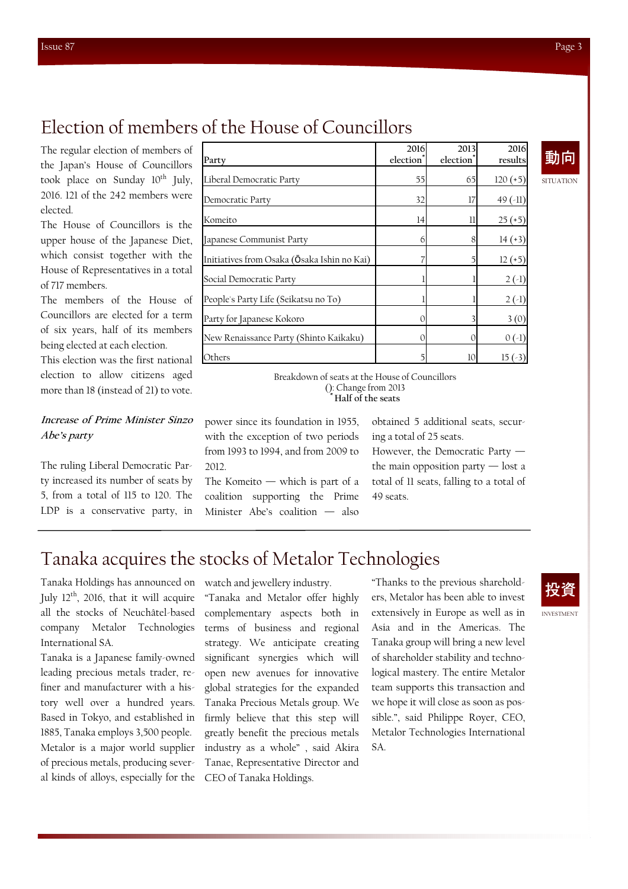# Election of members of the House of Councillors

動向

SITUATION

The regular election of members of the Japan's House of Councillors took place on Sunday 10th July, 2016. 121 of the 242 members were elected.

The House of Councillors is the upper house of the Japanese Diet, which consist together with the House of Representatives in a total of 717 members.

The members of the House of Councillors are elected for a term of six years, half of its members being elected at each election.

This election was the first national election to allow citizens aged more than 18 (instead of 21) to vote.

| Party | 2016 election* | 2013 election* | 2016 results |
|---|---|---|---|
| Liberal Democratic Party | 55 | 65 | 120 (+5) |
| Democratic Party | 32 | 17 | 49 (-11) |
| Komeito | 14 | 11 | 25 (+5) |
| Japanese Communist Party | 6 | 8 | 14 (+3) |
| Initiatives from Osaka (Ōsaka Ishin no Kai) | 7 | 5 | 12 (+5) |
| Social Democratic Party | 1 | 1 | 2 (-1) |
| People's Party Life (Seikatsu no To) | 1 | 1 | 2 (-1) |
| Party for Japanese Kokoro | 0 | 3 | 3 (0) |
| New Renaissance Party (Shinto Kaikaku) | 0 | 0 | 0 (-1) |
| Others | 5 | 10 | 15 (-3) |

Breakdown of seats at the House of Councillors

(): Change from 2013

* **Half of the seats**

### *Increase of Prime Minister Sinzo Abe's party*

The ruling Liberal Democratic Party increased its number of seats by 5, from a total of 115 to 120. The LDP is a conservative party, in power since its foundation in 1955, with the exception of two periods from 1993 to 1994, and from 2009 to 2012.

The Komeito — which is part of a coalition supporting the Prime Minister Abe's coalition — also obtained 5 additional seats, securing a total of 25 seats.

However, the Democratic Party — the main opposition party — lost a total of 11 seats, falling to a total of 49 seats.

# Tanaka acquires the stocks of Metalor Technologies

投資

INVESTMENT

Tanaka Holdings has announced on July 12th, 2016, that it will acquire all the stocks of Neuchâtel-based company Metalor Technologies International SA.

Tanaka is a Japanese family-owned leading precious metals trader, refiner and manufacturer with a history well over a hundred years. Based in Tokyo, and established in 1885, Tanaka employs 3,500 people.

Metalor is a major world supplier of precious metals, producing several kinds of alloys, especially for the watch and jewellery industry.

"Tanaka and Metalor offer highly complementary aspects both in terms of business and regional strategy. We anticipate creating significant synergies which will open new avenues for innovative global strategies for the expanded Tanaka Precious Metals group. We firmly believe that this step will greatly benefit the precious metals industry as a whole" , said Akira Tanae, Representative Director and CEO of Tanaka Holdings.

"Thanks to the previous shareholders, Metalor has been able to invest extensively in Europe as well as in Asia and in the Americas. The Tanaka group will bring a new level of shareholder stability and technological mastery. The entire Metalor team supports this transaction and we hope it will close as soon as possible.", said Philippe Royer, CEO, Metalor Technologies International SA.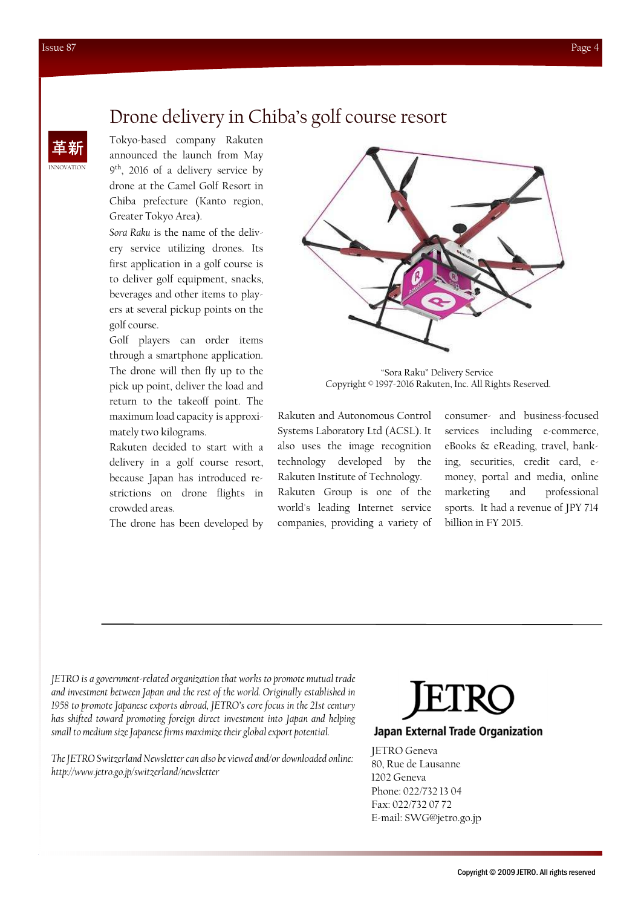# Drone delivery in Chiba's golf course resort

革新

INNOVATION

Tokyo-based company Rakuten announced the launch from May 9th, 2016 of a delivery service by drone at the Camel Golf Resort in Chiba prefecture (Kanto region, Greater Tokyo Area).

*Sora Raku* is the name of the delivery service utilizing drones. Its first application in a golf course is to deliver golf equipment, snacks, beverages and other items to players at several pickup points on the golf course.

Golf players can order items through a smartphone application. The drone will then fly up to the pick up point, deliver the load and return to the takeoff point. The maximum load capacity is approximately two kilograms.

Rakuten decided to start with a delivery in a golf course resort, because Japan has introduced restrictions on drone flights in crowded areas.

The drone has been developed by Rakuten and Autonomous Control Systems Laboratory Ltd (ACSL). It also uses the image recognition technology developed by the Rakuten Institute of Technology.

Rakuten Group is one of the world's leading Internet service companies, providing a variety of consumer- and business-focused services including e-commerce, eBooks & eReading, travel, banking, securities, credit card, e-money, portal and media, online marketing and professional sports. It had a revenue of JPY 714 billion in FY 2015.

"Sora Raku" Delivery Service
Copyright © 1997-2016 Rakuten, Inc. All Rights Reserved.

---

*JETRO is a government-related organization that works to promote mutual trade and investment between Japan and the rest of the world. Originally established in 1958 to promote Japanese exports abroad, JETRO's core focus in the 21st century has shifted toward promoting foreign direct investment into Japan and helping small to medium size Japanese firms maximize their global export potential.*

*The JETRO Switzerland Newsletter can also be viewed and/or downloaded online: http://www.jetro.go.jp/switzerland/newsletter*

**JETRO**
**Japan External Trade Organization**

JETRO Geneva
80, Rue de Lausanne
1202 Geneva
Phone: 022/732 13 04
Fax: 022/732 07 72
E-mail: SWG@jetro.go.jp

Copyright © 2009 JETRO. All rights reserved